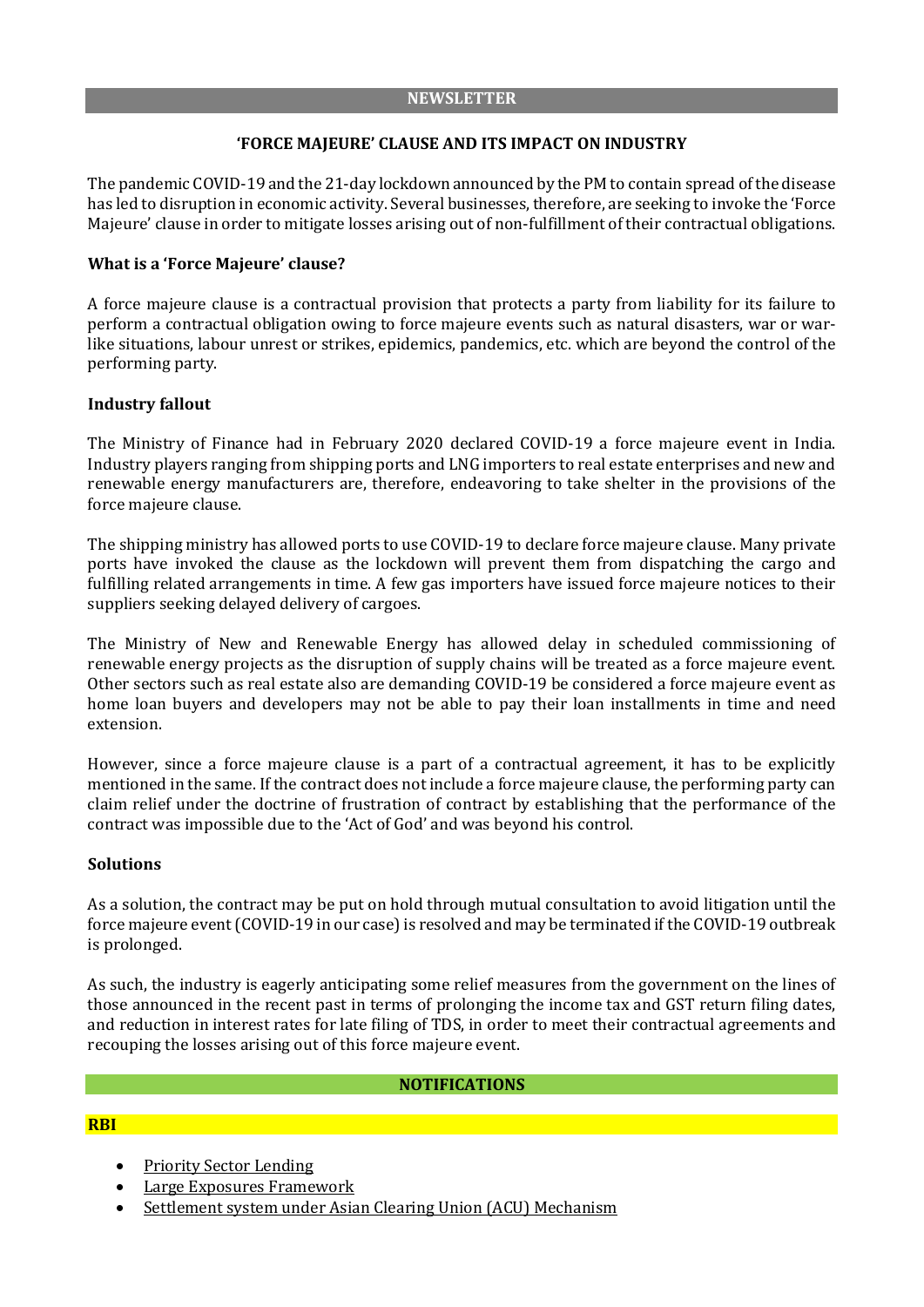## NEWSLETTER

### 'FORCE MAJEURE' CLAUSE AND ITS IMPACT ON INDUSTRY

The pandemic COVID-19 and the 21-day lockdown announced by the PM to contain spread of the disease has led to disruption in economic activity. Several businesses, therefore, are seeking to invoke the 'Force Majeure' clause in order to mitigate losses arising out of non-fulfillment of their contractual obligations.

**What is a 'Force Majeure' clause?**

A force majeure clause is a contractual provision that protects a party from liability for its failure to perform a contractual obligation owing to force majeure events such as natural disasters, war or war-like situations, labour unrest or strikes, epidemics, pandemics, etc. which are beyond the control of the performing party.

**Industry fallout**

The Ministry of Finance had in February 2020 declared COVID-19 a force majeure event in India. Industry players ranging from shipping ports and LNG importers to real estate enterprises and new and renewable energy manufacturers are, therefore, endeavoring to take shelter in the provisions of the force majeure clause.

The shipping ministry has allowed ports to use COVID-19 to declare force majeure clause. Many private ports have invoked the clause as the lockdown will prevent them from dispatching the cargo and fulfilling related arrangements in time. A few gas importers have issued force majeure notices to their suppliers seeking delayed delivery of cargoes.

The Ministry of New and Renewable Energy has allowed delay in scheduled commissioning of renewable energy projects as the disruption of supply chains will be treated as a force majeure event. Other sectors such as real estate also are demanding COVID-19 be considered a force majeure event as home loan buyers and developers may not be able to pay their loan installments in time and need extension.

However, since a force majeure clause is a part of a contractual agreement, it has to be explicitly mentioned in the same. If the contract does not include a force majeure clause, the performing party can claim relief under the doctrine of frustration of contract by establishing that the performance of the contract was impossible due to the 'Act of God' and was beyond his control.

**Solutions**

As a solution, the contract may be put on hold through mutual consultation to avoid litigation until the force majeure event (COVID-19 in our case) is resolved and may be terminated if the COVID-19 outbreak is prolonged.

As such, the industry is eagerly anticipating some relief measures from the government on the lines of those announced in the recent past in terms of prolonging the income tax and GST return filing dates, and reduction in interest rates for late filing of TDS, in order to meet their contractual agreements and recouping the losses arising out of this force majeure event.

## NOTIFICATIONS

**RBI**

- Priority Sector Lending
- Large Exposures Framework
- Settlement system under Asian Clearing Union (ACU) Mechanism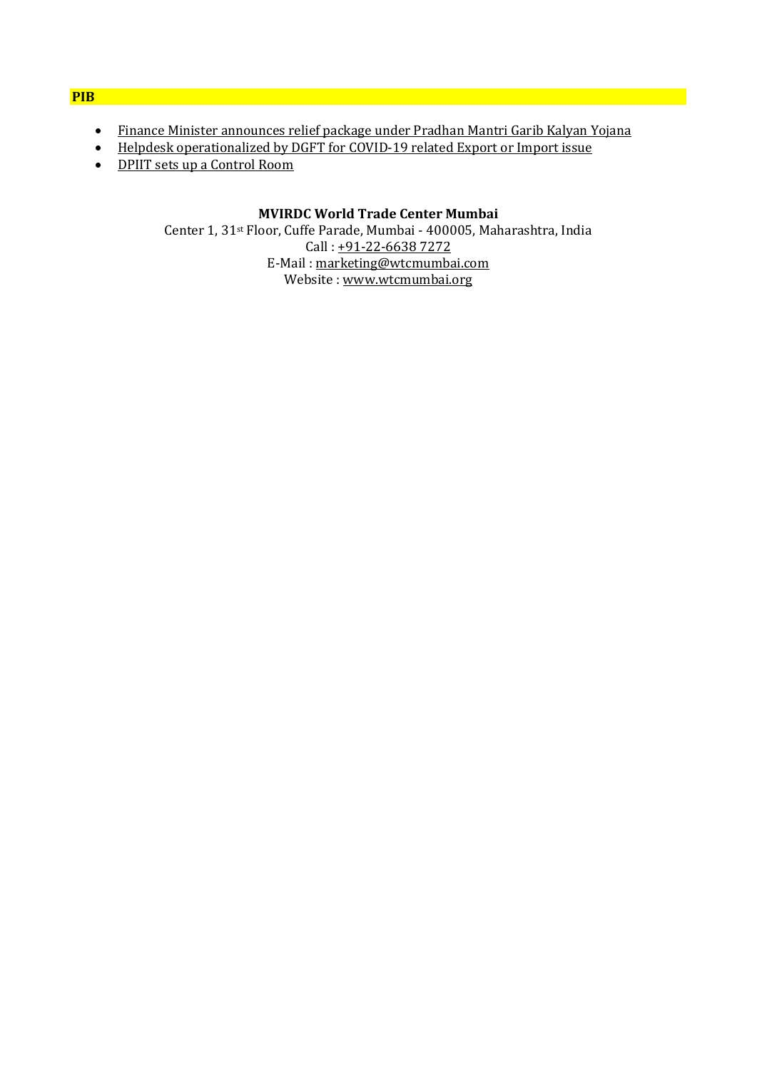**PIB**

- Finance Minister announces relief package under Pradhan Mantri Garib Kalyan Yojana
- Helpdesk operationalized by DGFT for COVID-19 related Export or Import issue
- DPIIT sets up a Control Room

**MVIRDC World Trade Center Mumbai**

Center 1, 31st Floor, Cuffe Parade, Mumbai - 400005, Maharashtra, India

Call : +91-22-6638 7272

E-Mail : marketing@wtcmumbai.com

Website : www.wtcmumbai.org